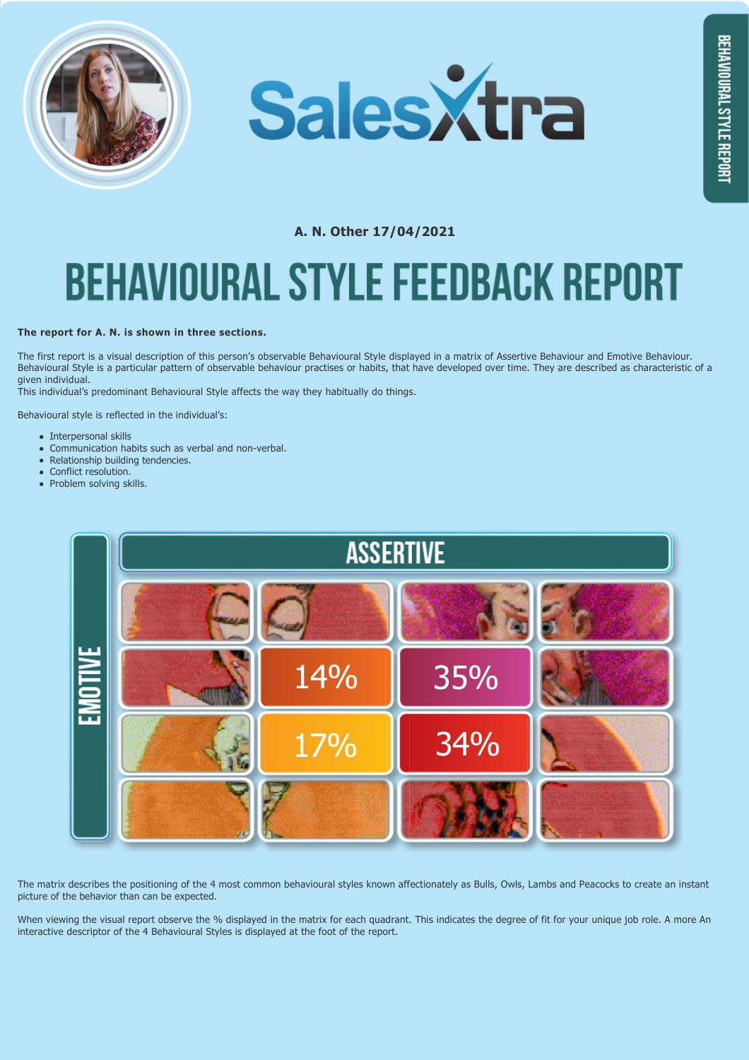BEHAVIOURAL STYLE REPORT

SalesXtra

**A. N. Other 17/04/2021**

# BEHAVIOURAL STYLE FEEDBACK REPORT

**The report for A. N. is shown in three sections.**

The first report is a visual description of this person's observable Behavioural Style displayed in a matrix of Assertive Behaviour and Emotive Behaviour. Behavioural Style is a particular pattern of observable behaviour practises or habits, that have developed over time. They are described as characteristic of a given individual.
This individual's predominant Behavioural Style affects the way they habitually do things.

Behavioural style is reflected in the individual's:

- Interpersonal skills
- Communication habits such as verbal and non-verbal.
- Relationship building tendencies.
- Conflict resolution.
- Problem solving skills.

ASSERTIVE

EMOTIVE

| | | | |
|---|---|---|---|
| | | | |
| | 14% | 35% | |
| | 17% | 34% | |
| | | | |

The matrix describes the positioning of the 4 most common behavioural styles known affectionately as Bulls, Owls, Lambs and Peacocks to create an instant picture of the behavior than can be expected.

When viewing the visual report observe the % displayed in the matrix for each quadrant. This indicates the degree of fit for your unique job role. A more An interactive descriptor of the 4 Behavioural Styles is displayed at the foot of the report.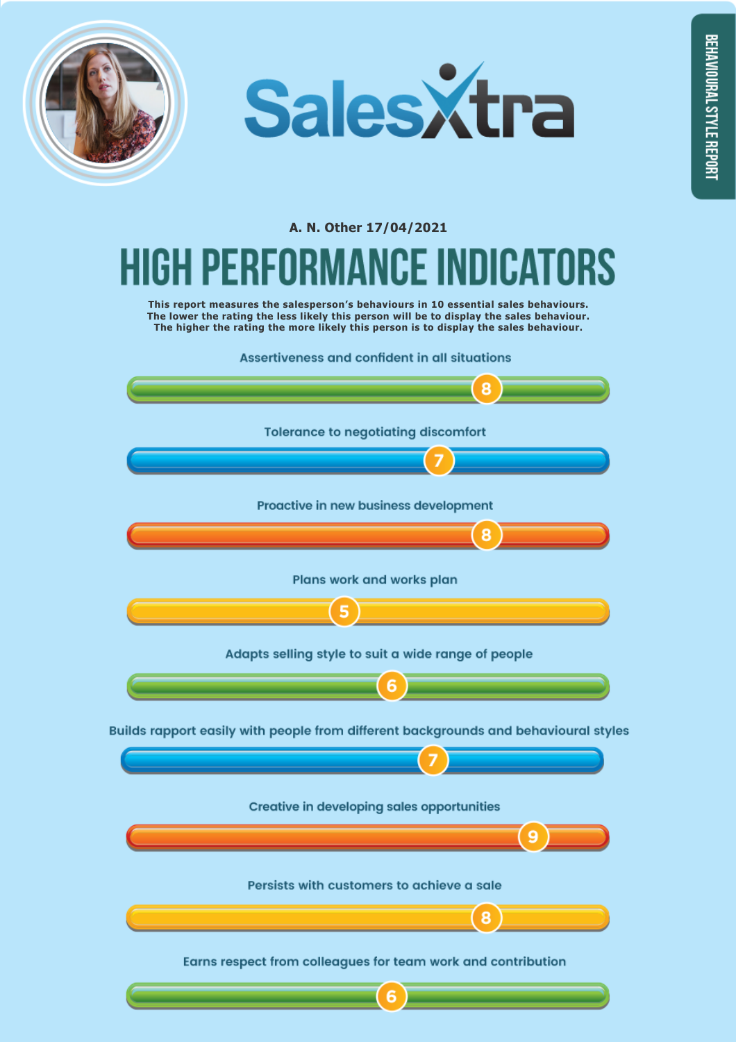BEHAVIOURAL STYLE REPORT

SalesXtra

A. N. Other 17/04/2021

# HIGH PERFORMANCE INDICATORS

**This report measures the salesperson's behaviours in 10 essential sales behaviours. The lower the rating the less likely this person will be to display the sales behaviour. The higher the rating the more likely this person is to display the sales behaviour.**

| Sales behaviour | Rating |
|---|---|
| Assertiveness and confident in all situations | 8 |
| Tolerance to negotiating discomfort | 7 |
| Proactive in new business development | 8 |
| Plans work and works plan | 5 |
| Adapts selling style to suit a wide range of people | 6 |
| Builds rapport easily with people from different backgrounds and behavioural styles | 7 |
| Creative in developing sales opportunities | 9 |
| Persists with customers to achieve a sale | 8 |
| Earns respect from colleagues for team work and contribution | 6 |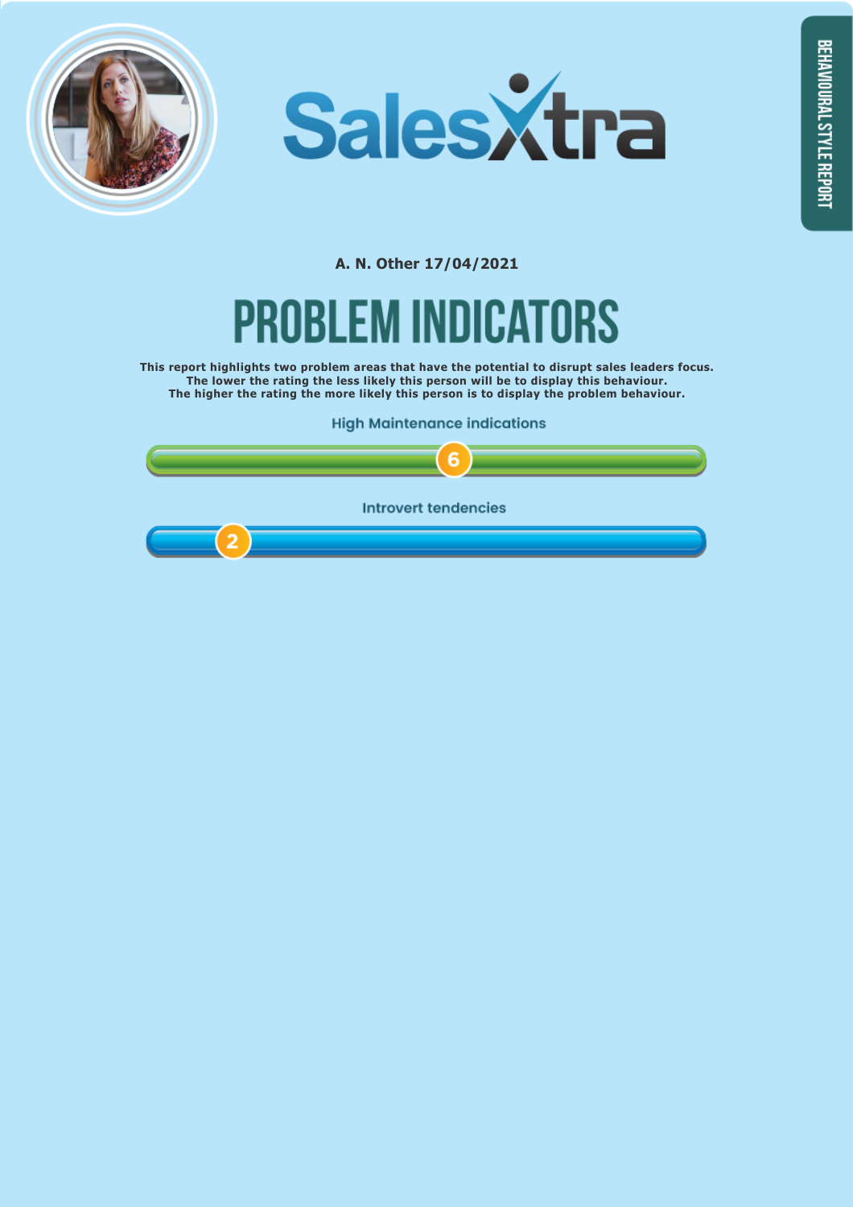A. N. Other 17/04/2021

# PROBLEM INDICATORS

**This report highlights two problem areas that have the potential to disrupt sales leaders focus.**
**The lower the rating the less likely this person will be to display this behaviour.**
**The higher the rating the more likely this person is to display the problem behaviour.**

High Maintenance indications

6

Introvert tendencies

2